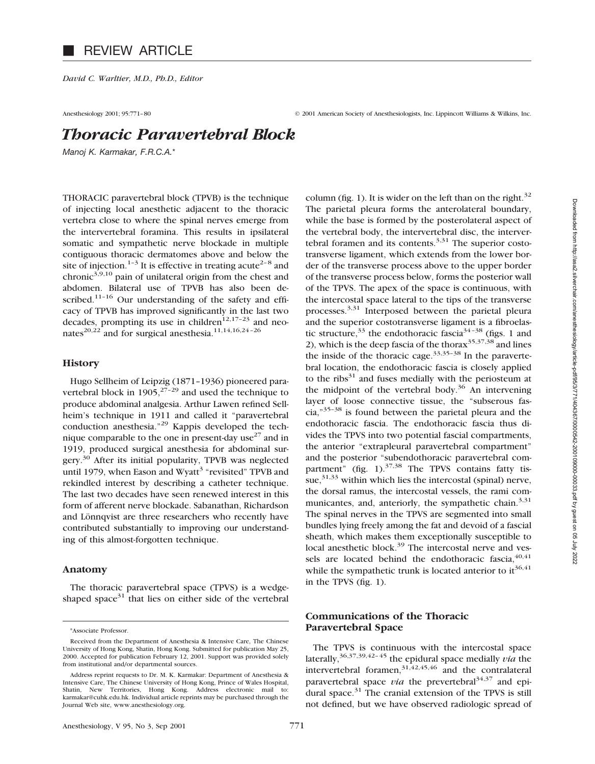# REVIEW ARTICLE

*David C. Warltier, M.D., Ph.D., Editor*

© 2001 American Society of Anesthesiologists, Inc. Lippincott Williams & Wilkins, Inc.

# *Thoracic Paravertebral Block*

*Manoj K. Karmakar, F.R.C.A.*\*

THORACIC paravertebral block (TPVB) is the technique of injecting local anesthetic adjacent to the thoracic vertebra close to where the spinal nerves emerge from the intervertebral foramina. This results in ipsilateral somatic and sympathetic nerve blockade in multiple contiguous thoracic dermatomes above and below the site of injection.[1–3] It is effective in treating acute[2–8] and chronic[3,9,10] pain of unilateral origin from the chest and abdomen. Bilateral use of TPVB has also been described.[11–16] Our understanding of the safety and efficacy of TPVB has improved significantly in the last two decades, prompting its use in children[12,17–23] and neonates[20,22] and for surgical anesthesia.[11,14,16,24–26]

## History

Hugo Sellheim of Leipzig (1871–1936) pioneered paravertebral block in 1905,[27–29] and used the technique to produce abdominal analgesia. Arthur Lawen refined Sellheim's technique in 1911 and called it "paravertebral conduction anesthesia."[29] Kappis developed the technique comparable to the one in present-day use[27] and in 1919, produced surgical anesthesia for abdominal surgery.[30] After its initial popularity, TPVB was neglected until 1979, when Eason and Wyatt[3] "revisited" TPVB and rekindled interest by describing a catheter technique. The last two decades have seen renewed interest in this form of afferent nerve blockade. Sabanathan, Richardson and Lönnqvist are three researchers who recently have contributed substantially to improving our understanding of this almost-forgotten technique.

## Anatomy

The thoracic paravertebral space (TPVS) is a wedge-shaped space[31] that lies on either side of the vertebral column (fig. 1). It is wider on the left than on the right.[32] The parietal pleura forms the anterolateral boundary, while the base is formed by the posterolateral aspect of the vertebral body, the intervertebral disc, the intervertebral foramen and its contents.[3,31] The superior costotransverse ligament, which extends from the lower border of the transverse process above to the upper border of the transverse process below, forms the posterior wall of the TPVS. The apex of the space is continuous, with the intercostal space lateral to the tips of the transverse processes.[3,31] Interposed between the parietal pleura and the superior costotransverse ligament is a fibroelastic structure,[33] the endothoracic fascia[34–38] (figs. 1 and 2), which is the deep fascia of the thorax[35,37,38] and lines the inside of the thoracic cage.[33,35–38] In the paravertebral location, the endothoracic fascia is closely applied to the ribs[31] and fuses medially with the periosteum at the midpoint of the vertebral body.[36] An intervening layer of loose connective tissue, the "subserous fascia,"[35–38] is found between the parietal pleura and the endothoracic fascia. The endothoracic fascia thus divides the TPVS into two potential fascial compartments, the anterior "extrapleural paravertebral compartment" and the posterior "subendothoracic paravertebral compartment" (fig. 1).[37,38] The TPVS contains fatty tissue,[31,33] within which lies the intercostal (spinal) nerve, the dorsal ramus, the intercostal vessels, the rami communicantes, and, anteriorly, the sympathetic chain.[3,31] The spinal nerves in the TPVS are segmented into small bundles lying freely among the fat and devoid of a fascial sheath, which makes them exceptionally susceptible to local anesthetic block.[39] The intercostal nerve and vessels are located behind the endothoracic fascia,[40,41] while the sympathetic trunk is located anterior to it[36,41] in the TPVS (fig. 1).

## Communications of the Thoracic Paravertebral Space

The TPVS is continuous with the intercostal space laterally,[36,37,39,42–45] the epidural space medially *via* the intervertebral foramen,[31,42,45,46] and the contralateral paravertebral space *via* the prevertebral[34,37] and epidural space.[31] The cranial extension of the TPVS is still not defined, but we have observed radiologic spread of

\*Associate Professor.

Received from the Department of Anesthesia & Intensive Care, The Chinese University of Hong Kong, Shatin, Hong Kong. Submitted for publication May 25, 2000. Accepted for publication February 12, 2001. Support was provided solely from institutional and/or departmental sources.

Address reprint requests to Dr. M. K. Karmakar: Department of Anesthesia & Intensive Care, The Chinese University of Hong Kong, Prince of Wales Hospital, Shatin, New Territories, Hong Kong. Address electronic mail to: karmakar@cuhk.edu.hk. Individual article reprints may be purchased through the Journal Web site, www.anesthesiology.org.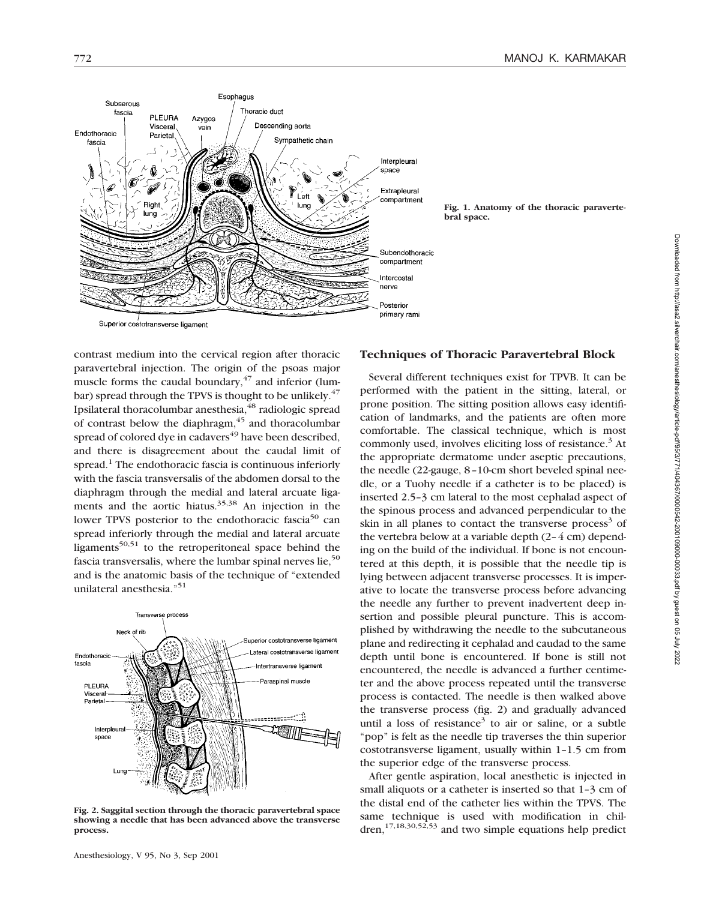Fig. 1. Anatomy of the thoracic paravertebral space.

contrast medium into the cervical region after thoracic paravertebral injection. The origin of the psoas major muscle forms the caudal boundary,[47] and inferior (lumbar) spread through the TPVS is thought to be unlikely.[47] Ipsilateral thoracolumbar anesthesia,[48] radiologic spread of contrast below the diaphragm,[45] and thoracolumbar spread of colored dye in cadavers[49] have been described, and there is disagreement about the caudal limit of spread.[1] The endothoracic fascia is continuous inferiorly with the fascia transversalis of the abdomen dorsal to the diaphragm through the medial and lateral arcuate ligaments and the aortic hiatus.[35,38] An injection in the lower TPVS posterior to the endothoracic fascia[50] can spread inferiorly through the medial and lateral arcuate ligaments[50,51] to the retroperitoneal space behind the fascia transversalis, where the lumbar spinal nerves lie,[50] and is the anatomic basis of the technique of "extended unilateral anesthesia."[51]

Fig. 2. Saggital section through the thoracic paravertebral space showing a needle that has been advanced above the transverse process.

## Techniques of Thoracic Paravertebral Block

Several different techniques exist for TPVB. It can be performed with the patient in the sitting, lateral, or prone position. The sitting position allows easy identification of landmarks, and the patients are often more comfortable. The classical technique, which is most commonly used, involves eliciting loss of resistance.[3] At the appropriate dermatome under aseptic precautions, the needle (22-gauge, 8–10-cm short beveled spinal needle, or a Tuohy needle if a catheter is to be placed) is inserted 2.5–3 cm lateral to the most cephalad aspect of the spinous process and advanced perpendicular to the skin in all planes to contact the transverse process[3] of the vertebra below at a variable depth (2–4 cm) depending on the build of the individual. If bone is not encountered at this depth, it is possible that the needle tip is lying between adjacent transverse processes. It is imperative to locate the transverse process before advancing the needle any further to prevent inadvertent deep insertion and possible pleural puncture. This is accomplished by withdrawing the needle to the subcutaneous plane and redirecting it cephalad and caudad to the same depth until bone is encountered. If bone is still not encountered, the needle is advanced a further centimeter and the above process repeated until the transverse process is contacted. The needle is then walked above the transverse process (fig. 2) and gradually advanced until a loss of resistance[3] to air or saline, or a subtle "pop" is felt as the needle tip traverses the thin superior costotransverse ligament, usually within 1–1.5 cm from the superior edge of the transverse process.

After gentle aspiration, local anesthetic is injected in small aliquots or a catheter is inserted so that 1–3 cm of the distal end of the catheter lies within the TPVS. The same technique is used with modification in children,[17,18,30,52,53] and two simple equations help predict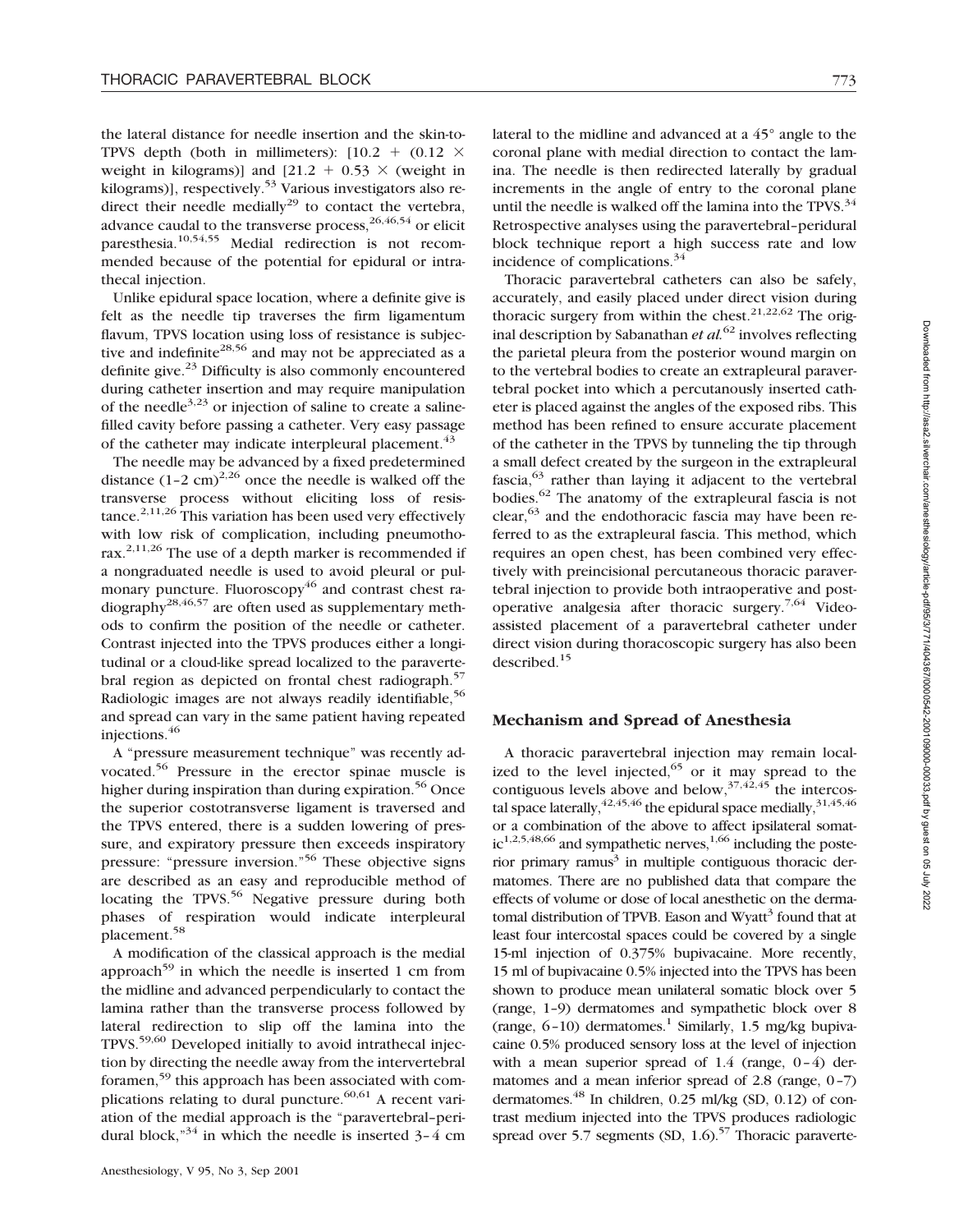the lateral distance for needle insertion and the skin-to-TPVS depth (both in millimeters): $[10.2 + (0.12 \times \text{weight in kilograms})]$ and $[21.2 + 0.53 \times (\text{weight in kilograms})]$, respectively.[53] Various investigators also redirect their needle medially[29] to contact the vertebra, advance caudal to the transverse process,[26,46,54] or elicit paresthesia.[10,54,55] Medial redirection is not recommended because of the potential for epidural or intrathecal injection.

Unlike epidural space location, where a definite give is felt as the needle tip traverses the firm ligamentum flavum, TPVS location using loss of resistance is subjective and indefinite[28,56] and may not be appreciated as a definite give.[23] Difficulty is also commonly encountered during catheter insertion and may require manipulation of the needle[3,23] or injection of saline to create a saline-filled cavity before passing a catheter. Very easy passage of the catheter may indicate interpleural placement.[43]

The needle may be advanced by a fixed predetermined distance (1–2 cm)[2,26] once the needle is walked off the transverse process without eliciting loss of resistance.[2,11,26] This variation has been used very effectively with low risk of complication, including pneumothorax.[2,11,26] The use of a depth marker is recommended if a nongraduated needle is used to avoid pleural or pulmonary puncture. Fluoroscopy[46] and contrast chest radiography[28,46,57] are often used as supplementary methods to confirm the position of the needle or catheter. Contrast injected into the TPVS produces either a longitudinal or a cloud-like spread localized to the paravertebral region as depicted on frontal chest radiograph.[57] Radiologic images are not always readily identifiable,[56] and spread can vary in the same patient having repeated injections.[46]

A "pressure measurement technique" was recently advocated.[56] Pressure in the erector spinae muscle is higher during inspiration than during expiration.[56] Once the superior costotransverse ligament is traversed and the TPVS entered, there is a sudden lowering of pressure, and expiratory pressure then exceeds inspiratory pressure: "pressure inversion."[56] These objective signs are described as an easy and reproducible method of locating the TPVS.[56] Negative pressure during both phases of respiration would indicate interpleural placement.[58]

A modification of the classical approach is the medial approach[59] in which the needle is inserted 1 cm from the midline and advanced perpendicularly to contact the lamina rather than the transverse process followed by lateral redirection to slip off the lamina into the TPVS.[59,60] Developed initially to avoid intrathecal injection by directing the needle away from the intervertebral foramen,[59] this approach has been associated with complications relating to dural puncture.[60,61] A recent variation of the medial approach is the "paravertebral–peridural block,"[34] in which the needle is inserted 3–4 cm lateral to the midline and advanced at a 45° angle to the coronal plane with medial direction to contact the lamina. The needle is then redirected laterally by gradual increments in the angle of entry to the coronal plane until the needle is walked off the lamina into the TPVS.[34] Retrospective analyses using the paravertebral–peridural block technique report a high success rate and low incidence of complications.[34]

Thoracic paravertebral catheters can also be safely, accurately, and easily placed under direct vision during thoracic surgery from within the chest.[21,22,62] The original description by Sabanathan *et al.*[62] involves reflecting the parietal pleura from the posterior wound margin on to the vertebral bodies to create an extrapleural paravertebral pocket into which a percutanously inserted catheter is placed against the angles of the exposed ribs. This method has been refined to ensure accurate placement of the catheter in the TPVS by tunneling the tip through a small defect created by the surgeon in the extrapleural fascia,[63] rather than laying it adjacent to the vertebral bodies.[62] The anatomy of the extrapleural fascia is not clear,[63] and the endothoracic fascia may have been referred to as the extrapleural fascia. This method, which requires an open chest, has been combined very effectively with preincisional percutaneous thoracic paravertebral injection to provide both intraoperative and postoperative analgesia after thoracic surgery.[7,64] Video-assisted placement of a paravertebral catheter under direct vision during thoracoscopic surgery has also been described.[15]

## Mechanism and Spread of Anesthesia

A thoracic paravertebral injection may remain localized to the level injected,[65] or it may spread to the contiguous levels above and below,[37,42,45] the intercostal space laterally,[42,45,46] the epidural space medially,[31,45,46] or a combination of the above to affect ipsilateral somatic[1,2,5,48,66] and sympathetic nerves,[1,66] including the posterior primary ramus[3] in multiple contiguous thoracic dermatomes. There are no published data that compare the effects of volume or dose of local anesthetic on the dermatomal distribution of TPVB. Eason and Wyatt[3] found that at least four intercostal spaces could be covered by a single 15-ml injection of 0.375% bupivacaine. More recently, 15 ml of bupivacaine 0.5% injected into the TPVS has been shown to produce mean unilateral somatic block over 5 (range, 1–9) dermatomes and sympathetic block over 8 (range, 6–10) dermatomes.[1] Similarly, 1.5 mg/kg bupivacaine 0.5% produced sensory loss at the level of injection with a mean superior spread of 1.4 (range, 0–4) dermatomes and a mean inferior spread of 2.8 (range, 0–7) dermatomes.[48] In children, 0.25 ml/kg (SD, 0.12) of contrast medium injected into the TPVS produces radiologic spread over 5.7 segments (SD, 1.6).[57] Thoracic paraverte-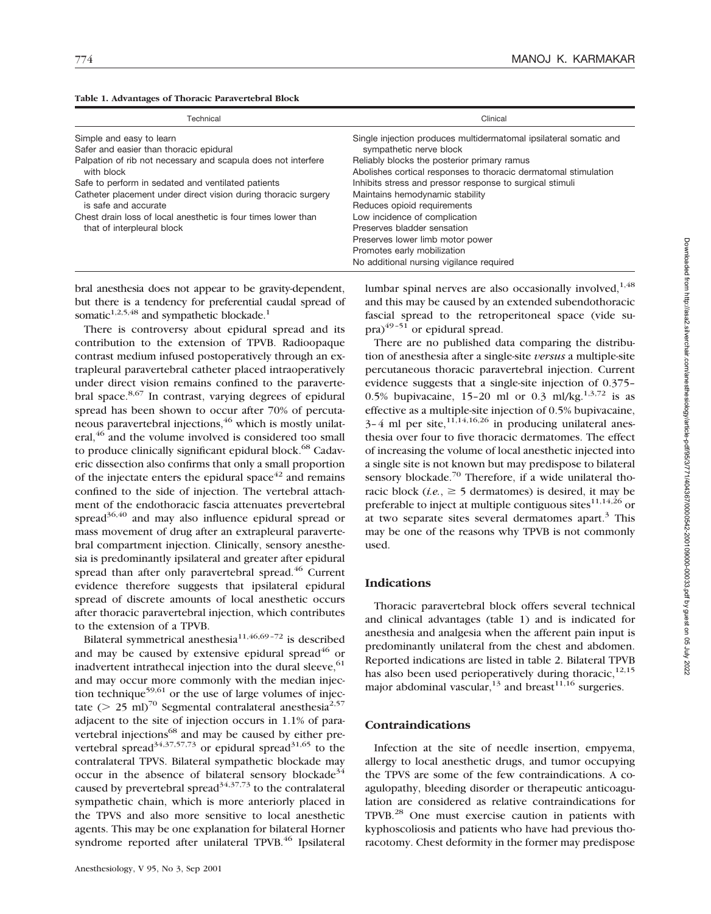**Table 1. Advantages of Thoracic Paravertebral Block**

| Technical | Clinical |
|---|---|
| Simple and easy to learn | Single injection produces multidermatomal ipsilateral somatic and sympathetic nerve block |
| Safer and easier than thoracic epidural | Reliably blocks the posterior primary ramus |
| Palpation of rib not necessary and scapula does not interfere with block | Abolishes cortical responses to thoracic dermatomal stimulation |
| Safe to perform in sedated and ventilated patients | Inhibits stress and pressor response to surgical stimuli |
| Catheter placement under direct vision during thoracic surgery is safe and accurate | Maintains hemodynamic stability |
| Chest drain loss of local anesthetic is four times lower than that of interpleural block | Reduces opioid requirements |
| | Low incidence of complication |
| | Preserves bladder sensation |
| | Preserves lower limb motor power |
| | Promotes early mobilization |
| | No additional nursing vigilance required |

bral anesthesia does not appear to be gravity-dependent, but there is a tendency for preferential caudal spread of somatic[1,2,5,48] and sympathetic blockade.[1]

There is controversy about epidural spread and its contribution to the extension of TPVB. Radioopaque contrast medium infused postoperatively through an extrapleural paravertebral catheter placed intraoperatively under direct vision remains confined to the paravertebral space.[8,67] In contrast, varying degrees of epidural spread has been shown to occur after 70% of percutaneous paravertebral injections,[46] which is mostly unilateral,[46] and the volume involved is considered too small to produce clinically significant epidural block.[68] Cadaveric dissection also confirms that only a small proportion of the injectate enters the epidural space[42] and remains confined to the side of injection. The vertebral attachment of the endothoracic fascia attenuates prevertebral spread[36,40] and may also influence epidural spread or mass movement of drug after an extrapleural paravertebral compartment injection. Clinically, sensory anesthesia is predominantly ipsilateral and greater after epidural spread than after only paravertebral spread.[46] Current evidence therefore suggests that ipsilateral epidural spread of discrete amounts of local anesthetic occurs after thoracic paravertebral injection, which contributes to the extension of a TPVB.

Bilateral symmetrical anesthesia[11,46,69–72] is described and may be caused by extensive epidural spread[46] or inadvertent intrathecal injection into the dural sleeve,[61] and may occur more commonly with the median injection technique[59,61] or the use of large volumes of injectate ($>$ 25 ml)[70] Segmental contralateral anesthesia[2,57] adjacent to the site of injection occurs in 1.1% of paravertebral injections[68] and may be caused by either prevertebral spread[34,37,57,73] or epidural spread[31,65] to the contralateral TPVS. Bilateral sympathetic blockade may occur in the absence of bilateral sensory blockade[34] caused by prevertebral spread[34,37,73] to the contralateral sympathetic chain, which is more anteriorly placed in the TPVS and also more sensitive to local anesthetic agents. This may be one explanation for bilateral Horner syndrome reported after unilateral TPVB.[46] Ipsilateral lumbar spinal nerves are also occasionally involved,[1,48] and this may be caused by an extended subendothoracic fascial spread to the retroperitoneal space (vide supra)[49–51] or epidural spread.

There are no published data comparing the distribution of anesthesia after a single-site *versus* a multiple-site percutaneous thoracic paravertebral injection. Current evidence suggests that a single-site injection of 0.375–0.5% bupivacaine, 15–20 ml or 0.3 ml/kg,[1,3,72] is as effective as a multiple-site injection of 0.5% bupivacaine, 3–4 ml per site,[11,14,16,26] in producing unilateral anesthesia over four to five thoracic dermatomes. The effect of increasing the volume of local anesthetic injected into a single site is not known but may predispose to bilateral sensory blockade.[70] Therefore, if a wide unilateral thoracic block (*i.e.*, $\geq$ 5 dermatomes) is desired, it may be preferable to inject at multiple contiguous sites[11,14,26] or at two separate sites several dermatomes apart.[3] This may be one of the reasons why TPVB is not commonly used.

## Indications

Thoracic paravertebral block offers several technical and clinical advantages (table 1) and is indicated for anesthesia and analgesia when the afferent pain input is predominantly unilateral from the chest and abdomen. Reported indications are listed in table 2. Bilateral TPVB has also been used perioperatively during thoracic,[12,15] major abdominal vascular,[13] and breast[11,16] surgeries.

## Contraindications

Infection at the site of needle insertion, empyema, allergy to local anesthetic drugs, and tumor occupying the TPVS are some of the few contraindications. A coagulopathy, bleeding disorder or therapeutic anticoagulation are considered as relative contraindications for TPVB.[28] One must exercise caution in patients with kyphoscoliosis and patients who have had previous thoracotomy. Chest deformity in the former may predispose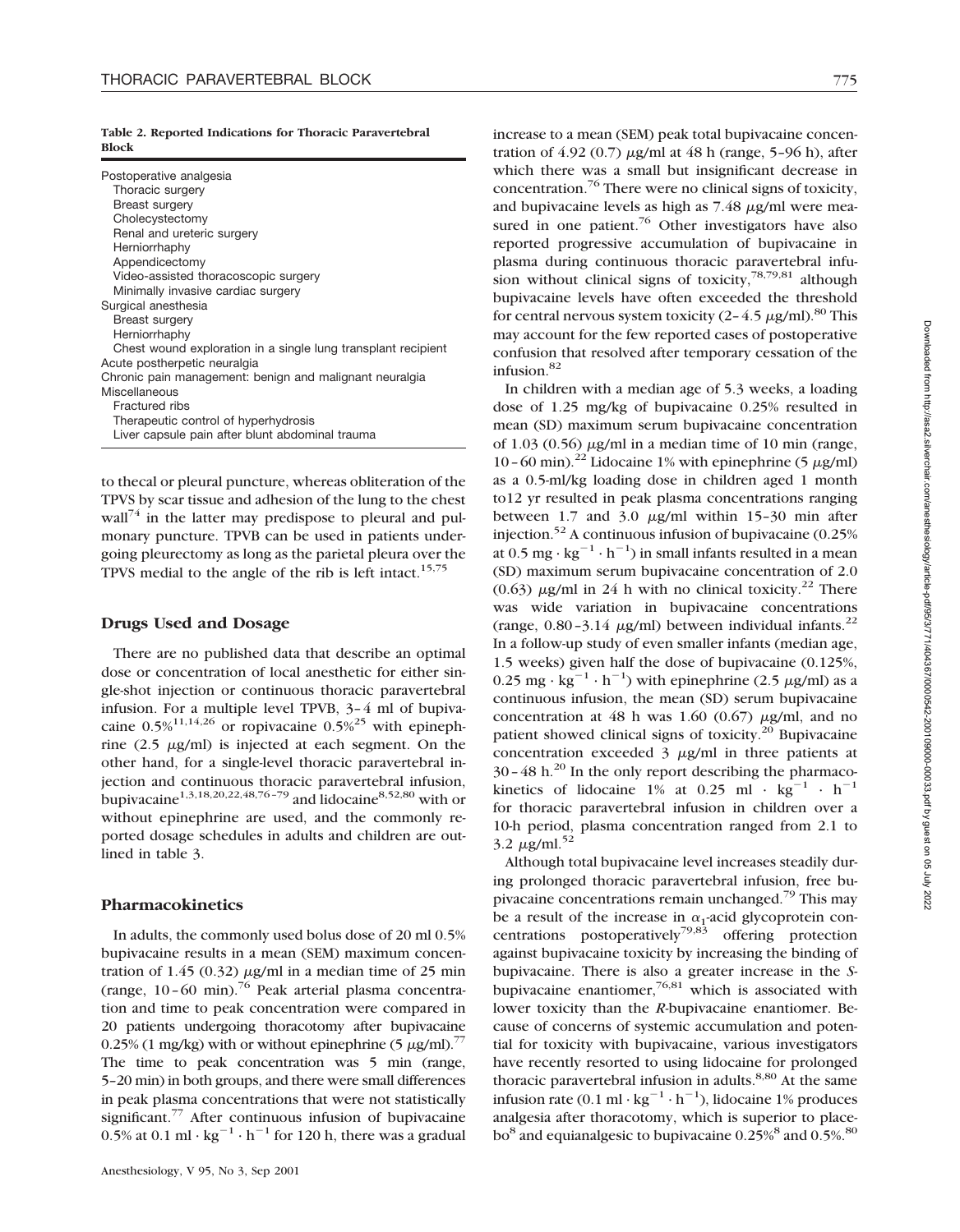**Table 2. Reported Indications for Thoracic Paravertebral Block**

| |
|---|
| Postoperative analgesia |
| Thoracic surgery |
| Breast surgery |
| Cholecystectomy |
| Renal and ureteric surgery |
| Herniorrhaphy |
| Appendicectomy |
| Video-assisted thoracoscopic surgery |
| Minimally invasive cardiac surgery |
| Surgical anesthesia |
| Breast surgery |
| Herniorrhaphy |
| Chest wound exploration in a single lung transplant recipient |
| Acute postherpetic neuralgia |
| Chronic pain management: benign and malignant neuralgia |
| Miscellaneous |
| Fractured ribs |
| Therapeutic control of hyperhydrosis |
| Liver capsule pain after blunt abdominal trauma |

to thecal or pleural puncture, whereas obliteration of the TPVS by scar tissue and adhesion of the lung to the chest wall[74] in the latter may predispose to pleural and pulmonary puncture. TPVB can be used in patients undergoing pleurectomy as long as the parietal pleura over the TPVS medial to the angle of the rib is left intact.[15,75]

## Drugs Used and Dosage

There are no published data that describe an optimal dose or concentration of local anesthetic for either single-shot injection or continuous thoracic paravertebral infusion. For a multiple level TPVB, 3–4 ml of bupivacaine 0.5%[11,14,26] or ropivacaine 0.5%[25] with epinephrine (2.5 $\mu$g/ml) is injected at each segment. On the other hand, for a single-level thoracic paravertebral injection and continuous thoracic paravertebral infusion, bupivacaine[1,3,18,20,22,48,76–79] and lidocaine[8,52,80] with or without epinephrine are used, and the commonly reported dosage schedules in adults and children are outlined in table 3.

## Pharmacokinetics

In adults, the commonly used bolus dose of 20 ml 0.5% bupivacaine results in a mean (SEM) maximum concentration of 1.45 (0.32) $\mu$g/ml in a median time of 25 min (range, 10–60 min).[76] Peak arterial plasma concentration and time to peak concentration were compared in 20 patients undergoing thoracotomy after bupivacaine 0.25% (1 mg/kg) with or without epinephrine (5 $\mu$g/ml).[77] The time to peak concentration was 5 min (range, 5–20 min) in both groups, and there were small differences in peak plasma concentrations that were not statistically significant.[77] After continuous infusion of bupivacaine 0.5% at 0.1 ml $\cdot$ kg$^{-1}$ $\cdot$ h$^{-1}$ for 120 h, there was a gradual increase to a mean (SEM) peak total bupivacaine concentration of 4.92 (0.7) $\mu$g/ml at 48 h (range, 5–96 h), after which there was a small but insignificant decrease in concentration.[76] There were no clinical signs of toxicity, and bupivacaine levels as high as 7.48 $\mu$g/ml were measured in one patient.[76] Other investigators have also reported progressive accumulation of bupivacaine in plasma during continuous thoracic paravertebral infusion without clinical signs of toxicity,[78,79,81] although bupivacaine levels have often exceeded the threshold for central nervous system toxicity (2–4.5 $\mu$g/ml).[80] This may account for the few reported cases of postoperative confusion that resolved after temporary cessation of the infusion.[82]

In children with a median age of 5.3 weeks, a loading dose of 1.25 mg/kg of bupivacaine 0.25% resulted in mean (SD) maximum serum bupivacaine concentration of 1.03 (0.56) $\mu$g/ml in a median time of 10 min (range, 10–60 min).[22] Lidocaine 1% with epinephrine (5 $\mu$g/ml) as a 0.5-ml/kg loading dose in children aged 1 month to12 yr resulted in peak plasma concentrations ranging between 1.7 and 3.0 $\mu$g/ml within 15–30 min after injection.[52] A continuous infusion of bupivacaine (0.25% at 0.5 mg $\cdot$ kg$^{-1}$ $\cdot$ h$^{-1}$) in small infants resulted in a mean (SD) maximum serum bupivacaine concentration of 2.0 (0.63) $\mu$g/ml in 24 h with no clinical toxicity.[22] There was wide variation in bupivacaine concentrations (range, 0.80–3.14 $\mu$g/ml) between individual infants.[22] In a follow-up study of even smaller infants (median age, 1.5 weeks) given half the dose of bupivacaine (0.125%, 0.25 mg $\cdot$ kg$^{-1}$ $\cdot$ h$^{-1}$) with epinephrine (2.5 $\mu$g/ml) as a continuous infusion, the mean (SD) serum bupivacaine concentration at 48 h was 1.60 (0.67) $\mu$g/ml, and no patient showed clinical signs of toxicity.[20] Bupivacaine concentration exceeded 3 $\mu$g/ml in three patients at 30–48 h.[20] In the only report describing the pharmacokinetics of lidocaine 1% at 0.25 ml $\cdot$ kg$^{-1}$ $\cdot$ h$^{-1}$ for thoracic paravertebral infusion in children over a 10-h period, plasma concentration ranged from 2.1 to 3.2 $\mu$g/ml.[52]

Although total bupivacaine level increases steadily during prolonged thoracic paravertebral infusion, free bupivacaine concentrations remain unchanged.[79] This may be a result of the increase in $\alpha_1$-acid glycoprotein concentrations postoperatively[79,83] offering protection against bupivacaine toxicity by increasing the binding of bupivacaine. There is also a greater increase in the *S*-bupivacaine enantiomer,[76,81] which is associated with lower toxicity than the *R*-bupivacaine enantiomer. Because of concerns of systemic accumulation and potential for toxicity with bupivacaine, various investigators have recently resorted to using lidocaine for prolonged thoracic paravertebral infusion in adults.[8,80] At the same infusion rate (0.1 ml $\cdot$ kg$^{-1}$ $\cdot$ h$^{-1}$), lidocaine 1% produces analgesia after thoracotomy, which is superior to placebo[8] and equianalgesic to bupivacaine 0.25%[8] and 0.5%.[80]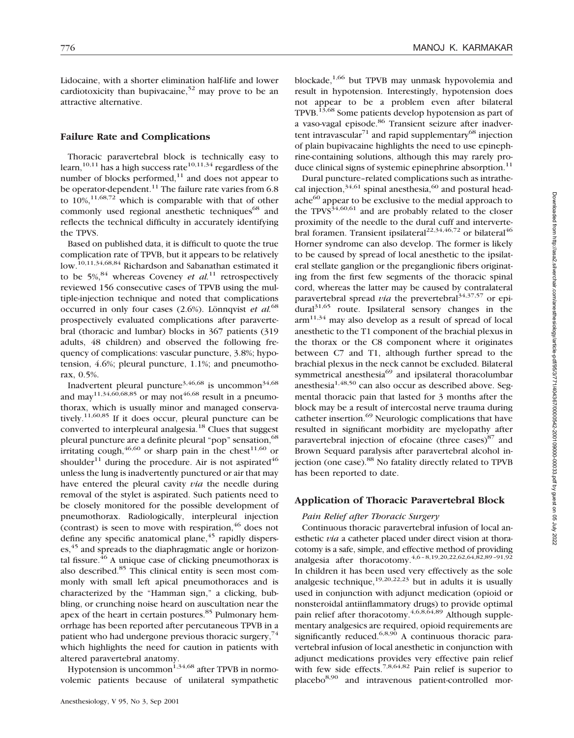Lidocaine, with a shorter elimination half-life and lower cardiotoxicity than bupivacaine,[52] may prove to be an attractive alternative.

## Failure Rate and Complications

Thoracic paravertebral block is technically easy to learn,[10,11] has a high success rate[10,11,34] regardless of the number of blocks performed,[11] and does not appear to be operator-dependent.[11] The failure rate varies from 6.8 to 10%,[11,68,72] which is comparable with that of other commonly used regional anesthetic techniques[68] and reflects the technical difficulty in accurately identifying the TPVS.

Based on published data, it is difficult to quote the true complication rate of TPVB, but it appears to be relatively low.[10,11,34,68,84] Richardson and Sabanathan estimated it to be 5%,[84] whereas Coveney *et al.*[11] retrospectively reviewed 156 consecutive cases of TPVB using the multiple-injection technique and noted that complications occurred in only four cases (2.6%). Lönnqvist *et al.*[68] prospectively evaluated complications after paravertebral (thoracic and lumbar) blocks in 367 patients (319 adults, 48 children) and observed the following frequency of complications: vascular puncture, 3.8%; hypotension, 4.6%; pleural puncture, 1.1%; and pneumothorax, 0.5%.

Inadvertent pleural puncture[3,46,68] is uncommon[34,68] and may[11,34,60,68,85] or may not[46,68] result in a pneumothorax, which is usually minor and managed conservatively.[11,60,85] If it does occur, pleural puncture can be converted to interpleural analgesia.[18] Clues that suggest pleural puncture are a definite pleural "pop" sensation,[68] irritating cough,[46,60] or sharp pain in the chest[11,60] or shoulder[11] during the procedure. Air is not aspirated[46] unless the lung is inadvertently punctured or air that may have entered the pleural cavity *via* the needle during removal of the stylet is aspirated. Such patients need to be closely monitored for the possible development of pneumothorax. Radiologically, interpleural injection (contrast) is seen to move with respiration,[46] does not define any specific anatomical plane,[45] rapidly disperses,[45] and spreads to the diaphragmatic angle or horizontal fissure.[46] A unique case of clicking pneumothorax is also described.[85] This clinical entity is seen most commonly with small left apical pneumothoraces and is characterized by the "Hamman sign," a clicking, bubbling, or crunching noise heard on auscultation near the apex of the heart in certain postures.[85] Pulmonary hemorrhage has been reported after percutaneous TPVB in a patient who had undergone previous thoracic surgery,[74] which highlights the need for caution in patients with altered paravertebral anatomy.

Hypotension is uncommon[1,34,68] after TPVB in normovolemic patients because of unilateral sympathetic blockade,[1,66] but TPVB may unmask hypovolemia and result in hypotension. Interestingly, hypotension does not appear to be a problem even after bilateral TPVB.[13,68] Some patients develop hypotension as part of a vaso-vagal episode.[86] Transient seizure after inadvertent intravascular[71] and rapid supplementary[68] injection of plain bupivacaine highlights the need to use epinephrine-containing solutions, although this may rarely produce clinical signs of systemic epinephrine absorption.[11]

Dural puncture–related complications such as intrathecal injection,[34,61] spinal anesthesia,[60] and postural headache[60] appear to be exclusive to the medial approach to the TPVS[34,60,61] and are probably related to the closer proximity of the needle to the dural cuff and intervertebral foramen. Transient ipsilateral[22,34,46,72] or bilateral[46] Horner syndrome can also develop. The former is likely to be caused by spread of local anesthetic to the ipsilateral stellate ganglion or the preganglionic fibers originating from the first few segments of the thoracic spinal cord, whereas the latter may be caused by contralateral paravertebral spread *via* the prevertebral[34,37,57] or epidural[31,65] route. Ipsilateral sensory changes in the arm[11,34] may also develop as a result of spread of local anesthetic to the T1 component of the brachial plexus in the thorax or the C8 component where it originates between C7 and T1, although further spread to the brachial plexus in the neck cannot be excluded. Bilateral symmetrical anesthesia[69] and ipsilateral thoracolumbar anesthesia[1,48,50] can also occur as described above. Segmental thoracic pain that lasted for 3 months after the block may be a result of intercostal nerve trauma during catheter insertion.[69] Neurologic complications that have resulted in significant morbidity are myelopathy after paravertebral injection of efocaine (three cases)[87] and Brown Sequard paralysis after paravertebral alcohol injection (one case).[88] No fatality directly related to TPVB has been reported to date.

## Application of Thoracic Paravertebral Block

### *Pain Relief after Thoracic Surgery*

Continuous thoracic paravertebral infusion of local anesthetic *via* a catheter placed under direct vision at thoracotomy is a safe, simple, and effective method of providing analgesia after thoracotomy.[4,6–8,19,20,22,62,64,82,89–91,92] In children it has been used very effectively as the sole analgesic technique,[19,20,22,23] but in adults it is usually used in conjunction with adjunct medication (opioid or nonsteroidal antiinflammatory drugs) to provide optimal pain relief after thoracotomy.[4,6,8,64,89] Although supplementary analgesics are required, opioid requirements are significantly reduced.[6,8,90] A continuous thoracic paravertebral infusion of local anesthetic in conjunction with adjunct medications provides very effective pain relief with few side effects.[7,8,64,82] Pain relief is superior to placebo[8,90] and intravenous patient-controlled mor-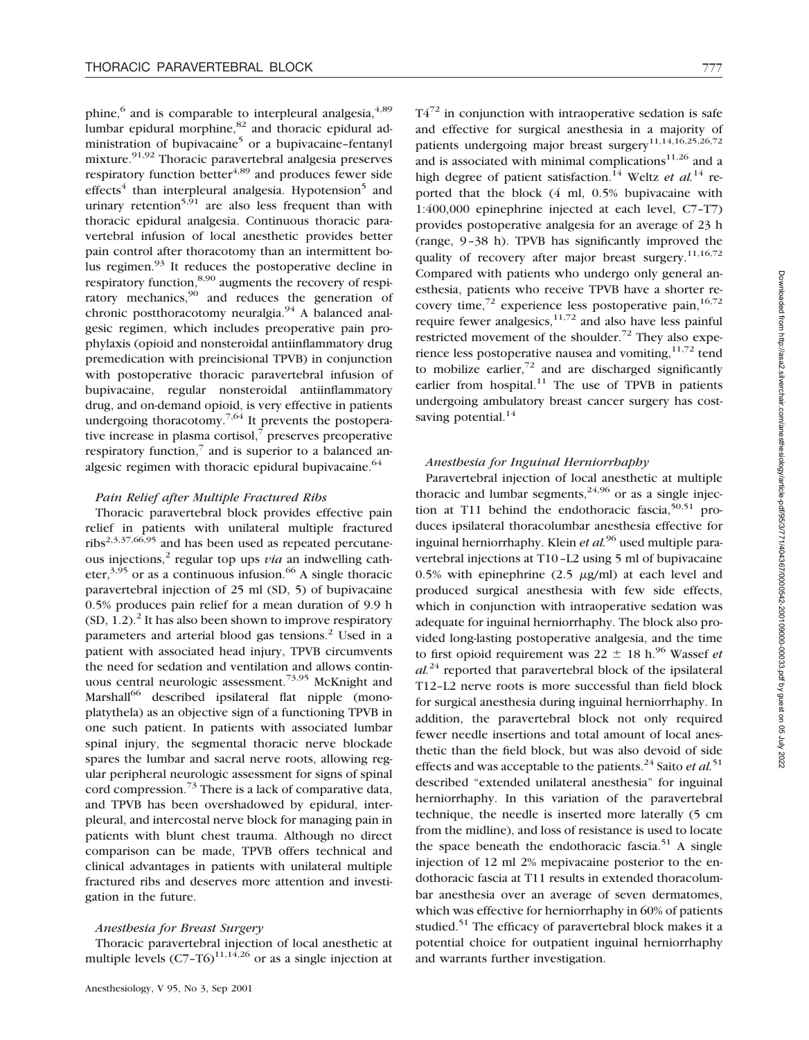phine,[6] and is comparable to interpleural analgesia,[4,89] lumbar epidural morphine,[82] and thoracic epidural administration of bupivacaine[5] or a bupivacaine–fentanyl mixture.[91,92] Thoracic paravertebral analgesia preserves respiratory function better[4,89] and produces fewer side effects[4] than interpleural analgesia. Hypotension[5] and urinary retention[5,91] are also less frequent than with thoracic epidural analgesia. Continuous thoracic paravertebral infusion of local anesthetic provides better pain control after thoracotomy than an intermittent bolus regimen.[93] It reduces the postoperative decline in respiratory function,[8,90] augments the recovery of respiratory mechanics,[90] and reduces the generation of chronic postthoracotomy neuralgia.[94] A balanced analgesic regimen, which includes preoperative pain prophylaxis (opioid and nonsteroidal antiinflammatory drug premedication with preincisional TPVB) in conjunction with postoperative thoracic paravertebral infusion of bupivacaine, regular nonsteroidal antiinflammatory drug, and on-demand opioid, is very effective in patients undergoing thoracotomy.[7,64] It prevents the postoperative increase in plasma cortisol,[7] preserves preoperative respiratory function,[7] and is superior to a balanced analgesic regimen with thoracic epidural bupivacaine.[64]

### *Pain Relief after Multiple Fractured Ribs*

Thoracic paravertebral block provides effective pain relief in patients with unilateral multiple fractured ribs[2,3,37,66,95] and has been used as repeated percutaneous injections,[2] regular top ups *via* an indwelling catheter,[3,95] or as a continuous infusion.[66] A single thoracic paravertebral injection of 25 ml (SD, 5) of bupivacaine 0.5% produces pain relief for a mean duration of 9.9 h (SD, 1.2).[2] It has also been shown to improve respiratory parameters and arterial blood gas tensions.[2] Used in a patient with associated head injury, TPVB circumvents the need for sedation and ventilation and allows continuous central neurologic assessment.[73,95] McKnight and Marshall[66] described ipsilateral flat nipple (monoplatythela) as an objective sign of a functioning TPVB in one such patient. In patients with associated lumbar spinal injury, the segmental thoracic nerve blockade spares the lumbar and sacral nerve roots, allowing regular peripheral neurologic assessment for signs of spinal cord compression.[73] There is a lack of comparative data, and TPVB has been overshadowed by epidural, interpleural, and intercostal nerve block for managing pain in patients with blunt chest trauma. Although no direct comparison can be made, TPVB offers technical and clinical advantages in patients with unilateral multiple fractured ribs and deserves more attention and investigation in the future.

### *Anesthesia for Breast Surgery*

Thoracic paravertebral injection of local anesthetic at multiple levels (C7–T6)[11,14,26] or as a single injection at T4[72] in conjunction with intraoperative sedation is safe and effective for surgical anesthesia in a majority of patients undergoing major breast surgery[11,14,16,25,26,72] and is associated with minimal complications[11,26] and a high degree of patient satisfaction.[14] Weltz *et al.*[14] reported that the block (4 ml, 0.5% bupivacaine with 1:400,000 epinephrine injected at each level, C7–T7) provides postoperative analgesia for an average of 23 h (range, 9–38 h). TPVB has significantly improved the quality of recovery after major breast surgery.[11,16,72] Compared with patients who undergo only general anesthesia, patients who receive TPVB have a shorter recovery time,[72] experience less postoperative pain,[16,72] require fewer analgesics,[11,72] and also have less painful restricted movement of the shoulder.[72] They also experience less postoperative nausea and vomiting,[11,72] tend to mobilize earlier,[72] and are discharged significantly earlier from hospital.[11] The use of TPVB in patients undergoing ambulatory breast cancer surgery has cost-saving potential.[14]

### *Anesthesia for Inguinal Herniorrhaphy*

Paravertebral injection of local anesthetic at multiple thoracic and lumbar segments,[24,96] or as a single injection at T11 behind the endothoracic fascia,[50,51] produces ipsilateral thoracolumbar anesthesia effective for inguinal herniorrhaphy. Klein *et al.*[96] used multiple paravertebral injections at T10–L2 using 5 ml of bupivacaine 0.5% with epinephrine (2.5 $\mu$g/ml) at each level and produced surgical anesthesia with few side effects, which in conjunction with intraoperative sedation was adequate for inguinal herniorrhaphy. The block also provided long-lasting postoperative analgesia, and the time to first opioid requirement was 22 $\pm$ 18 h.[96] Wassef *et al.*[24] reported that paravertebral block of the ipsilateral T12–L2 nerve roots is more successful than field block for surgical anesthesia during inguinal herniorrhaphy. In addition, the paravertebral block not only required fewer needle insertions and total amount of local anesthetic than the field block, but was also devoid of side effects and was acceptable to the patients.[24] Saito *et al.*[51] described "extended unilateral anesthesia" for inguinal herniorrhaphy. In this variation of the paravertebral technique, the needle is inserted more laterally (5 cm from the midline), and loss of resistance is used to locate the space beneath the endothoracic fascia.[51] A single injection of 12 ml 2% mepivacaine posterior to the endothoracic fascia at T11 results in extended thoracolumbar anesthesia over an average of seven dermatomes, which was effective for herniorrhaphy in 60% of patients studied.[51] The efficacy of paravertebral block makes it a potential choice for outpatient inguinal herniorrhaphy and warrants further investigation.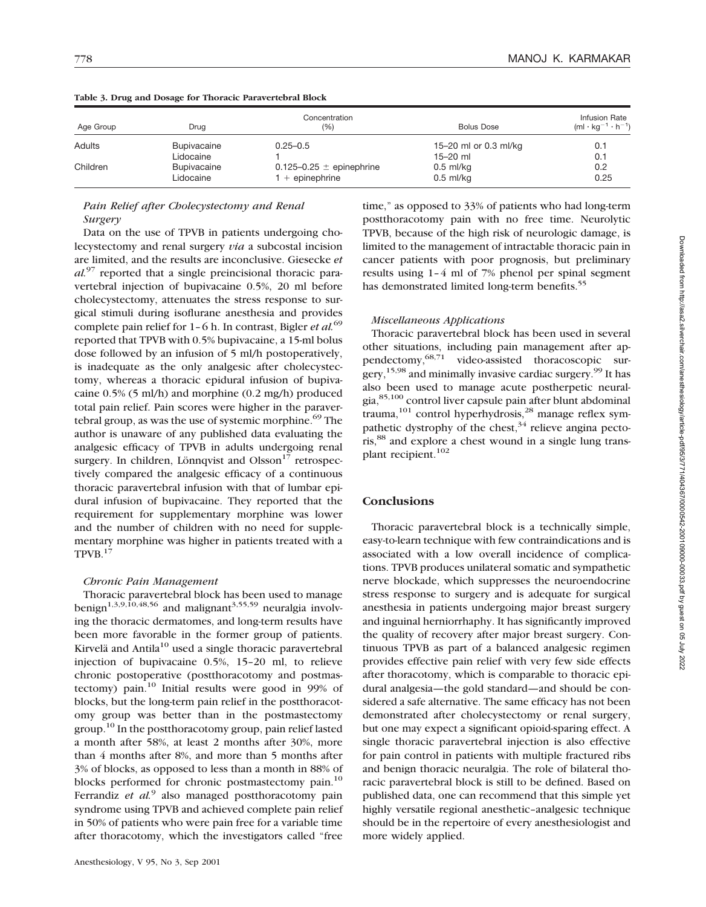**Table 3. Drug and Dosage for Thoracic Paravertebral Block**

| Age Group | Drug | Concentration (%) | Bolus Dose | Infusion Rate ($ml \cdot kg^{-1} \cdot h^{-1}$) |
|---|---|---|---|---|
| Adults | Bupivacaine | 0.25–0.5 | 15–20 ml or 0.3 ml/kg | 0.1 |
| | Lidocaine | 1 | 15–20 ml | 0.1 |
| Children | Bupivacaine | 0.125–0.25 ± epinephrine | 0.5 ml/kg | 0.2 |
| | Lidocaine | 1 + epinephrine | 0.5 ml/kg | 0.25 |

### *Pain Relief after Cholecystectomy and Renal Surgery*

Data on the use of TPVB in patients undergoing cholecystectomy and renal surgery *via* a subcostal incision are limited, and the results are inconclusive. Giesecke *et al.*[97] reported that a single preincisional thoracic paravertebral injection of bupivacaine 0.5%, 20 ml before cholecystectomy, attenuates the stress response to surgical stimuli during isoflurane anesthesia and provides complete pain relief for 1–6 h. In contrast, Bigler *et al.*[69] reported that TPVB with 0.5% bupivacaine, a 15-ml bolus dose followed by an infusion of 5 ml/h postoperatively, is inadequate as the only analgesic after cholecystectomy, whereas a thoracic epidural infusion of bupivacaine 0.5% (5 ml/h) and morphine (0.2 mg/h) produced total pain relief. Pain scores were higher in the paravertebral group, as was the use of systemic morphine.[69] The author is unaware of any published data evaluating the analgesic efficacy of TPVB in adults undergoing renal surgery. In children, Lönnqvist and Olsson[17] retrospectively compared the analgesic efficacy of a continuous thoracic paravertebral infusion with that of lumbar epidural infusion of bupivacaine. They reported that the requirement for supplementary morphine was lower and the number of children with no need for supplementary morphine was higher in patients treated with a TPVB.[17]

### *Chronic Pain Management*

Thoracic paravertebral block has been used to manage benign[1,3,9,10,48,56] and malignant[3,55,59] neuralgia involving the thoracic dermatomes, and long-term results have been more favorable in the former group of patients. Kirvelä and Antila[10] used a single thoracic paravertebral injection of bupivacaine 0.5%, 15–20 ml, to relieve chronic postoperative (postthoracotomy and postmastectomy) pain.[10] Initial results were good in 99% of blocks, but the long-term pain relief in the postthoracotomy group was better than in the postmastectomy group.[10] In the postthoracotomy group, pain relief lasted a month after 58%, at least 2 months after 30%, more than 4 months after 8%, and more than 5 months after 3% of blocks, as opposed to less than a month in 88% of blocks performed for chronic postmastectomy pain.[10] Ferrandiz *et al.*[9] also managed postthoracotomy pain syndrome using TPVB and achieved complete pain relief in 50% of patients who were pain free for a variable time after thoracotomy, which the investigators called "free time," as opposed to 33% of patients who had long-term postthoracotomy pain with no free time. Neurolytic TPVB, because of the high risk of neurologic damage, is limited to the management of intractable thoracic pain in cancer patients with poor prognosis, but preliminary results using 1–4 ml of 7% phenol per spinal segment has demonstrated limited long-term benefits.[55]

### *Miscellaneous Applications*

Thoracic paravertebral block has been used in several other situations, including pain management after appendectomy,[68,71] video-assisted thoracoscopic surgery,[15,98] and minimally invasive cardiac surgery.[99] It has also been used to manage acute postherpetic neuralgia,[85,100] control liver capsule pain after blunt abdominal trauma,[101] control hyperhydrosis,[28] manage reflex sympathetic dystrophy of the chest,[34] relieve angina pectoris,[88] and explore a chest wound in a single lung transplant recipient.[102]

## Conclusions

Thoracic paravertebral block is a technically simple, easy-to-learn technique with few contraindications and is associated with a low overall incidence of complications. TPVB produces unilateral somatic and sympathetic nerve blockade, which suppresses the neuroendocrine stress response to surgery and is adequate for surgical anesthesia in patients undergoing major breast surgery and inguinal herniorrhaphy. It has significantly improved the quality of recovery after major breast surgery. Continuous TPVB as part of a balanced analgesic regimen provides effective pain relief with very few side effects after thoracotomy, which is comparable to thoracic epidural analgesia—the gold standard—and should be considered a safe alternative. The same efficacy has not been demonstrated after cholecystectomy or renal surgery, but one may expect a significant opioid-sparing effect. A single thoracic paravertebral injection is also effective for pain control in patients with multiple fractured ribs and benign thoracic neuralgia. The role of bilateral thoracic paravertebral block is still to be defined. Based on published data, one can recommend that this simple yet highly versatile regional anesthetic–analgesic technique should be in the repertoire of every anesthesiologist and more widely applied.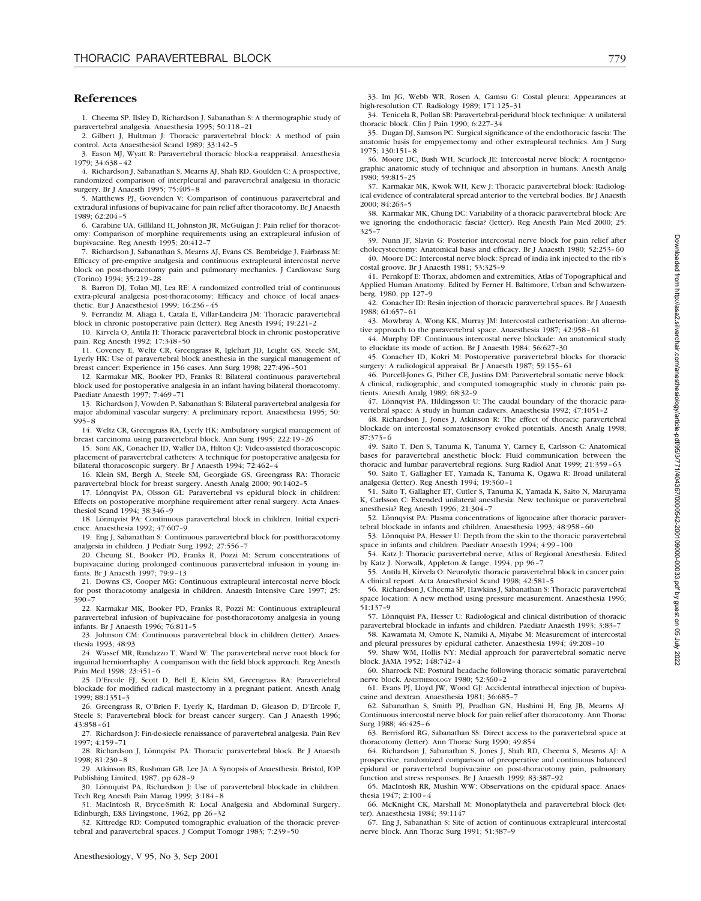## References

1. Cheema SP, Ilsley D, Richardson J, Sabanathan S: A thermographic study of paravertebral analgesia. Anaesthesia 1995; 50:118–21
2. Gilbert J, Hultman J: Thoracic paravertebral block: A method of pain control. Acta Anaesthesiol Scand 1989; 33:142–5
3. Eason MJ, Wyatt R: Paravertebral thoracic block-a reappraisal. Anaesthesia 1979; 34:638–42
4. Richardson J, Sabanathan S, Mearns AJ, Shah RD, Goulden C: A prospective, randomized comparison of interpleural and paravertebral analgesia in thoracic surgery. Br J Anaesth 1995; 75:405–8
5. Matthews PJ, Govenden V: Comparison of continuous paravertebral and extradural infusions of bupivacaine for pain relief after thoracotomy. Br J Anaesth 1989; 62:204–5
6. Carabine UA, Gilliland H, Johnston JR, McGuigan J: Pain relief for thoracotomy: Comparison of morphine requirements using an extrapleural infusion of bupivacaine. Reg Anesth 1995; 20:412–7
7. Richardson J, Sabanathan S, Mearns AJ, Evans CS, Bembridge J, Fairbrass M: Efficacy of pre-emptive analgesia and continuous extrapleural intercostal nerve block on post-thoracotomy pain and pulmonary mechanics. J Cardiovasc Surg (Torino) 1994; 35:219–28
8. Barron DJ, Tolan MJ, Lea RE: A randomized controlled trial of continuous extra-pleural analgesia post-thoracotomy: Efficacy and choice of local anaesthetic. Eur J Anaesthesiol 1999; 16:236–45
9. Ferrandiz M, Aliaga L, Catala E, Villar-Landeira JM: Thoracic paravertebral block in chronic postoperative pain (letter). Reg Anesth 1994; 19:221–2
10. Kirvela O, Antila H: Thoracic paravertebral block in chronic postoperative pain. Reg Anesth 1992; 17:348–50
11. Coveney E, Weltz CR, Greengrass R, Iglehart JD, Leight GS, Steele SM, Lyerly HK: Use of paravertebral block anesthesia in the surgical management of breast cancer: Experience in 156 cases. Ann Surg 1998; 227:496–501
12. Karmakar MK, Booker PD, Franks R: Bilateral continuous paravertebral block used for postoperative analgesia in an infant having bilateral thoracotomy. Paediatr Anaesth 1997; 7:469–71
13. Richardson J, Vowden P, Sabanathan S: Bilateral paravertebral analgesia for major abdominal vascular surgery: A preliminary report. Anaesthesia 1995; 50:995–8
14. Weltz CR, Greengrass RA, Lyerly HK: Ambulatory surgical management of breast carcinoma using paravertebral block. Ann Surg 1995; 222:19–26
15. Soni AK, Conacher ID, Waller DA, Hilton CJ: Video-assisted thoracoscopic placement of paravertebral catheters: A technique for postoperative analgesia for bilateral thoracoscopic surgery. Br J Anaesth 1994; 72:462–4
16. Klein SM, Bergh A, Steele SM, Georgiade GS, Greengrass RA: Thoracic paravertebral block for breast surgery. Anesth Analg 2000; 90:1402–5
17. Lönnqvist PA, Olsson GL: Paravertebral vs epidural block in children: Effects on postoperative morphine requirement after renal surgery. Acta Anaesthesiol Scand 1994; 38:346–9
18. Lönnqvist PA: Continuous paravertebral block in children. Initial experience. Anaesthesia 1992; 47:607–9
19. Eng J, Sabanathan S: Continuous paravertebral block for postthoracotomy analgesia in children. J Pediatr Surg 1992; 27:556–7
20. Cheung SL, Booker PD, Franks R, Pozzi M: Serum concentrations of bupivacaine during prolonged continuous paravertebral infusion in young infants. Br J Anaesth 1997; 79:9–13
21. Downs CS, Cooper MG: Continuous extrapleural intercostal nerve block for post thoracotomy analgesia in children. Anaesth Intensive Care 1997; 25:390–7
22. Karmakar MK, Booker PD, Franks R, Pozzi M: Continuous extrapleural paravertebral infusion of bupivacaine for post-thoracotomy analgesia in young infants. Br J Anaesth 1996; 76:811–5
23. Johnson CM: Continuous paravertebral block in children (letter). Anaesthesia 1993; 48:93
24. Wassef MR, Randazzo T, Ward W: The paravertebral nerve root block for inguinal herniorrhaphy: A comparison with the field block approach. Reg Anesth Pain Med 1998; 23:451–6
25. D'Ercole FJ, Scott D, Bell E, Klein SM, Greengrass RA: Paravertebral blockade for modified radical mastectomy in a pregnant patient. Anesth Analg 1999; 88:1351–3
26. Greengrass R, O'Brien F, Lyerly K, Hardman D, Gleason D, D'Ercole F, Steele S: Paravertebral block for breast cancer surgery. Can J Anaesth 1996; 43:858–61
27. Richardson J: Fin-de-siecle renaissance of paravertebral analgesia. Pain Rev 1997; 4:159–71
28. Richardson J, Lönnqvist PA: Thoracic paravertebral block. Br J Anaesth 1998; 81:230–8
29. Atkinson RS, Rushman GB, Lee JA: A Synopsis of Anaesthesia. Bristol, IOP Publishing Limited, 1987, pp 628–9
30. Lönnquist PA, Richardson J: Use of paravertebral blockade in children. Tech Reg Anesth Pain Manag 1999; 3:184–8
31. MacIntosh R, Bryce-Smith R: Local Analgesia and Abdominal Surgery. Edinburgh, E&S Livingstone, 1962, pp 26–32
32. Kittredge RD: Computed tomographic evaluation of the thoracic prevertebral and paravertebral spaces. J Comput Tomogr 1983; 7:239–50
33. Im JG, Webb WR, Rosen A, Gamsu G: Costal pleura: Appearances at high-resolution CT. Radiology 1989; 171:125–31
34. Tenicela R, Pollan SB: Paravertebral-peridural block technique: A unilateral thoracic block. Clin J Pain 1990; 6:227–34
35. Dugan DJ, Samson PC: Surgical significance of the endothoracic fascia: The anatomic basis for empyemectomy and other extrapleural technics. Am J Surg 1975; 130:151–8
36. Moore DC, Bush WH, Scurlock JE: Intercostal nerve block: A roentgenographic anatomic study of technique and absorption in humans. Anesth Analg 1980; 59:815–25
37. Karmakar MK, Kwok WH, Kew J: Thoracic paravertebral block: Radiological evidence of contralateral spread anterior to the vertebral bodies. Br J Anaesth 2000; 84:263–5
38. Karmakar MK, Chung DC: Variability of a thoracic paravertebral block: Are we ignoring the endothoracic fascia? (letter). Reg Anesth Pain Med 2000; 25:325–7
39. Nunn JF, Slavin G: Posterior intercostal nerve block for pain relief after cholecystectomy: Anatomical basis and efficacy. Br J Anaesth 1980; 52:253–60
40. Moore DC: Intercostal nerve block: Spread of india ink injected to the rib's costal groove. Br J Anaesth 1981; 53:325–9
41. Pernkopf E: Thorax, abdomen and extremities, Atlas of Topographical and Applied Human Anatomy. Edited by Ferner H. Baltimore, Urban and Schwarzenberg, 1980, pp 127–9
42. Conacher ID: Resin injection of thoracic paravertebral spaces. Br J Anaesth 1988; 61:657–61
43. Mowbray A, Wong KK, Murray JM: Intercostal catheterisation: An alternative approach to the paravertebral space. Anaesthesia 1987; 42:958–61
44. Murphy DF: Continuous intercostal nerve blockade: An anatomical study to elucidate its mode of action. Br J Anaesth 1984; 56:627–30
45. Conacher ID, Kokri M: Postoperative paravertebral blocks for thoracic surgery: A radiological appraisal. Br J Anaesth 1987; 59:155–61
46. Purcell-Jones G, Pither CE, Justins DM: Paravertebral somatic nerve block: A clinical, radiographic, and computed tomographic study in chronic pain patients. Anesth Analg 1989; 68:32–9
47. Lönnqvist PA, Hildingsson U: The caudal boundary of the thoracic paravertebral space: A study in human cadavers. Anaesthesia 1992; 47:1051–2
48. Richardson J, Jones J, Atkinson R: The effect of thoracic paravertebral blockade on intercostal somatosensory evoked potentials. Anesth Analg 1998; 87:373–6
49. Saito T, Den S, Tanuma K, Tanuma Y, Carney E, Carlsson C: Anatomical bases for paravertebral anesthetic block: Fluid communication between the thoracic and lumbar paravertebral regions. Surg Radiol Anat 1999; 21:359–63
50. Saito T, Gallagher ET, Yamada K, Tanuma K, Ogawa R: Broad unilateral analgesia (letter). Reg Anesth 1994; 19:360–1
51. Saito T, Gallagher ET, Cutler S, Tanuma K, Yamada K, Saito N, Maruyama K, Carlsson C: Extended unilateral anesthesia: New technique or paravertebral anesthesia? Reg Anesth 1996; 21:304–7
52. Lönnqvist PA: Plasma concentrations of lignocaine after thoracic paravertebral blockade in infants and children. Anaesthesia 1993; 48:958–60
53. Lönnquist PA, Hesser U: Depth from the skin to the thoracic paravertebral space in infants and children. Paediatr Anaesth 1994; 4:99–100
54. Katz J: Thoracic paravertebral nerve, Atlas of Regional Anesthesia. Edited by Katz J. Norwalk, Appleton & Lange, 1994, pp 96–7
55. Antila H, Kirvela O: Neurolytic thoracic paravertebral block in cancer pain: A clinical report. Acta Anaesthesiol Scand 1998; 42:581–5
56. Richardson J, Cheema SP, Hawkins J, Sabanathan S: Thoracic paravertebral space location: A new method using pressure measurement. Anaesthesia 1996; 51:137–9
57. Lönnquist PA, Hesser U: Radiological and clinical distribution of thoracic paravertebral blockade in infants and children. Paediatr Anaesth 1993; 3:83–7
58. Kawamata M, Omote K, Namiki A, Miyabe M: Measurement of intercostal and pleural pressures by epidural catheter. Anaesthesia 1994; 49:208–10
59. Shaw WM, Hollis NY: Medial approach for paravertebral somatic nerve block. JAMA 1952; 148:742–4
60. Sharrock NE: Postural headache following thoracic somatic paravertebral nerve block. ANESTHESIOLOGY 1980; 52:360–2
61. Evans PJ, Lloyd JW, Wood GJ: Accidental intrathecal injection of bupivacaine and dextran. Anaesthesia 1981; 36:685–7
62. Sabanathan S, Smith PJ, Pradhan GN, Hashimi H, Eng JB, Mearns AJ: Continuous intercostal nerve block for pain relief after thoracotomy. Ann Thorac Surg 1988; 46:425–6
63. Berrisford RG, Sabanathan SS: Direct access to the paravertebral space at thoracotomy (letter). Ann Thorac Surg 1990; 49:854
64. Richardson J, Sabanathan S, Jones J, Shah RD, Cheema S, Mearns AJ: A prospective, randomized comparison of preoperative and continuous balanced epidural or paravertebral bupivacaine on post-thoracotomy pain, pulmonary function and stress responses. Br J Anaesth 1999; 83:387–92
65. MacIntosh RR, Mushin WW: Observations on the epidural space. Anaesthesia 1947; 2:100–4
66. McKnight CK, Marshall M: Monoplatythela and paravertebral block (letter). Anaesthesia 1984; 39:1147
67. Eng J, Sabanathan S: Site of action of continuous extrapleural intercostal nerve block. Ann Thorac Surg 1991; 51:387–9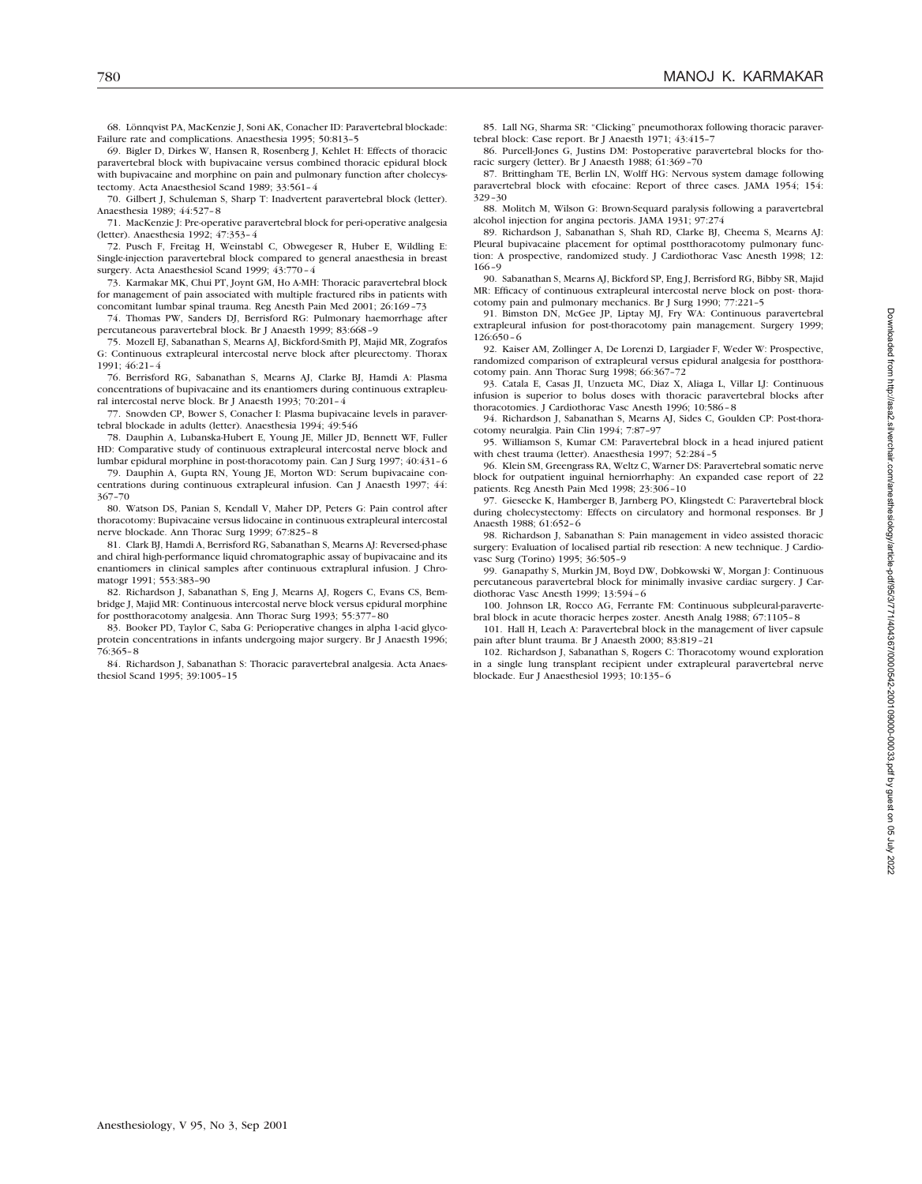68. Lönnqvist PA, MacKenzie J, Soni AK, Conacher ID: Paravertebral blockade: Failure rate and complications. Anaesthesia 1995; 50:813–5

69. Bigler D, Dirkes W, Hansen R, Rosenberg J, Kehlet H: Effects of thoracic paravertebral block with bupivacaine versus combined thoracic epidural block with bupivacaine and morphine on pain and pulmonary function after cholecystectomy. Acta Anaesthesiol Scand 1989; 33:561–4

70. Gilbert J, Schuleman S, Sharp T: Inadvertent paravertebral block (letter). Anaesthesia 1989; 44:527–8

71. MacKenzie J: Pre-operative paravertebral block for peri-operative analgesia (letter). Anaesthesia 1992; 47:353–4

72. Pusch F, Freitag H, Weinstabl C, Obwegeser R, Huber E, Wildling E: Single-injection paravertebral block compared to general anaesthesia in breast surgery. Acta Anaesthesiol Scand 1999; 43:770–4

73. Karmakar MK, Chui PT, Joynt GM, Ho A-MH: Thoracic paravertebral block for management of pain associated with multiple fractured ribs in patients with concomitant lumbar spinal trauma. Reg Anesth Pain Med 2001; 26:169–73

74. Thomas PW, Sanders DJ, Berrisford RG: Pulmonary haemorrhage after percutaneous paravertebral block. Br J Anaesth 1999; 83:668–9

75. Mozell EJ, Sabanathan S, Mearns AJ, Bickford-Smith PJ, Majid MR, Zografos G: Continuous extrapleural intercostal nerve block after pleurectomy. Thorax 1991; 46:21–4

76. Berrisford RG, Sabanathan S, Mearns AJ, Clarke BJ, Hamdi A: Plasma concentrations of bupivacaine and its enantiomers during continuous extrapleural intercostal nerve block. Br J Anaesth 1993; 70:201–4

77. Snowden CP, Bower S, Conacher I: Plasma bupivacaine levels in paravertebral blockade in adults (letter). Anaesthesia 1994; 49:546

78. Dauphin A, Lubanska-Hubert E, Young JE, Miller JD, Bennett WF, Fuller HD: Comparative study of continuous extrapleural intercostal nerve block and lumbar epidural morphine in post-thoracotomy pain. Can J Surg 1997; 40:431–6

79. Dauphin A, Gupta RN, Young JE, Morton WD: Serum bupivacaine concentrations during continuous extrapleural infusion. Can J Anaesth 1997; 44:367–70

80. Watson DS, Panian S, Kendall V, Maher DP, Peters G: Pain control after thoracotomy: Bupivacaine versus lidocaine in continuous extrapleural intercostal nerve blockade. Ann Thorac Surg 1999; 67:825–8

81. Clark BJ, Hamdi A, Berrisford RG, Sabanathan S, Mearns AJ: Reversed-phase and chiral high-performance liquid chromatographic assay of bupivacaine and its enantiomers in clinical samples after continuous extraplural infusion. J Chromatogr 1991; 553:383–90

82. Richardson J, Sabanathan S, Eng J, Mearns AJ, Rogers C, Evans CS, Bembridge J, Majid MR: Continuous intercostal nerve block versus epidural morphine for postthoracotomy analgesia. Ann Thorac Surg 1993; 55:377–80

83. Booker PD, Taylor C, Saba G: Perioperative changes in alpha 1-acid glycoprotein concentrations in infants undergoing major surgery. Br J Anaesth 1996; 76:365–8

84. Richardson J, Sabanathan S: Thoracic paravertebral analgesia. Acta Anaesthesiol Scand 1995; 39:1005–15

85. Lall NG, Sharma SR: "Clicking" pneumothorax following thoracic paravertebral block: Case report. Br J Anaesth 1971; 43:415–7

86. Purcell-Jones G, Justins DM: Postoperative paravertebral blocks for thoracic surgery (letter). Br J Anaesth 1988; 61:369–70

87. Brittingham TE, Berlin LN, Wolff HG: Nervous system damage following paravertebral block with efocaine: Report of three cases. JAMA 1954; 154:329–30

88. Molitch M, Wilson G: Brown-Sequard paralysis following a paravertebral alcohol injection for angina pectoris. JAMA 1931; 97:274

89. Richardson J, Sabanathan S, Shah RD, Clarke BJ, Cheema S, Mearns AJ: Pleural bupivacaine placement for optimal postthoracotomy pulmonary function: A prospective, randomized study. J Cardiothorac Vasc Anesth 1998; 12:166–9

90. Sabanathan S, Mearns AJ, Bickford SP, Eng J, Berrisford RG, Bibby SR, Majid MR: Efficacy of continuous extrapleural intercostal nerve block on post- thoracotomy pain and pulmonary mechanics. Br J Surg 1990; 77:221–5

91. Bimston DN, McGee JP, Liptay MJ, Fry WA: Continuous paravertebral extrapleural infusion for post-thoracotomy pain management. Surgery 1999; 126:650–6

92. Kaiser AM, Zollinger A, De Lorenzi D, Largiader F, Weder W: Prospective, randomized comparison of extrapleural versus epidural analgesia for postthoracotomy pain. Ann Thorac Surg 1998; 66:367–72

93. Catala E, Casas JI, Unzueta MC, Diaz X, Aliaga L, Villar LJ: Continuous infusion is superior to bolus doses with thoracic paravertebral blocks after thoracotomies. J Cardiothorac Vasc Anesth 1996; 10:586–8

94. Richardson J, Sabanathan S, Mearns AJ, Sides C, Goulden CP: Post-thoracotomy neuralgia. Pain Clin 1994; 7:87–97

95. Williamson S, Kumar CM: Paravertebral block in a head injured patient with chest trauma (letter). Anaesthesia 1997; 52:284–5

96. Klein SM, Greengrass RA, Weltz C, Warner DS: Paravertebral somatic nerve block for outpatient inguinal herniorrhaphy: An expanded case report of 22 patients. Reg Anesth Pain Med 1998; 23:306–10

97. Giesecke K, Hamberger B, Jarnberg PO, Klingstedt C: Paravertebral block during cholecystectomy: Effects on circulatory and hormonal responses. Br J Anaesth 1988; 61:652–6

98. Richardson J, Sabanathan S: Pain management in video assisted thoracic surgery: Evaluation of localised partial rib resection: A new technique. J Cardiovasc Surg (Torino) 1995; 36:505–9

99. Ganapathy S, Murkin JM, Boyd DW, Dobkowski W, Morgan J: Continuous percutaneous paravertebral block for minimally invasive cardiac surgery. J Cardiothorac Vasc Anesth 1999; 13:594–6

100. Johnson LR, Rocco AG, Ferrante FM: Continuous subpleural-paravertebral block in acute thoracic herpes zoster. Anesth Analg 1988; 67:1105–8

101. Hall H, Leach A: Paravertebral block in the management of liver capsule pain after blunt trauma. Br J Anaesth 2000; 83:819–21

102. Richardson J, Sabanathan S, Rogers C: Thoracotomy wound exploration in a single lung transplant recipient under extrapleural paravertebral nerve blockade. Eur J Anaesthesiol 1993; 10:135–6